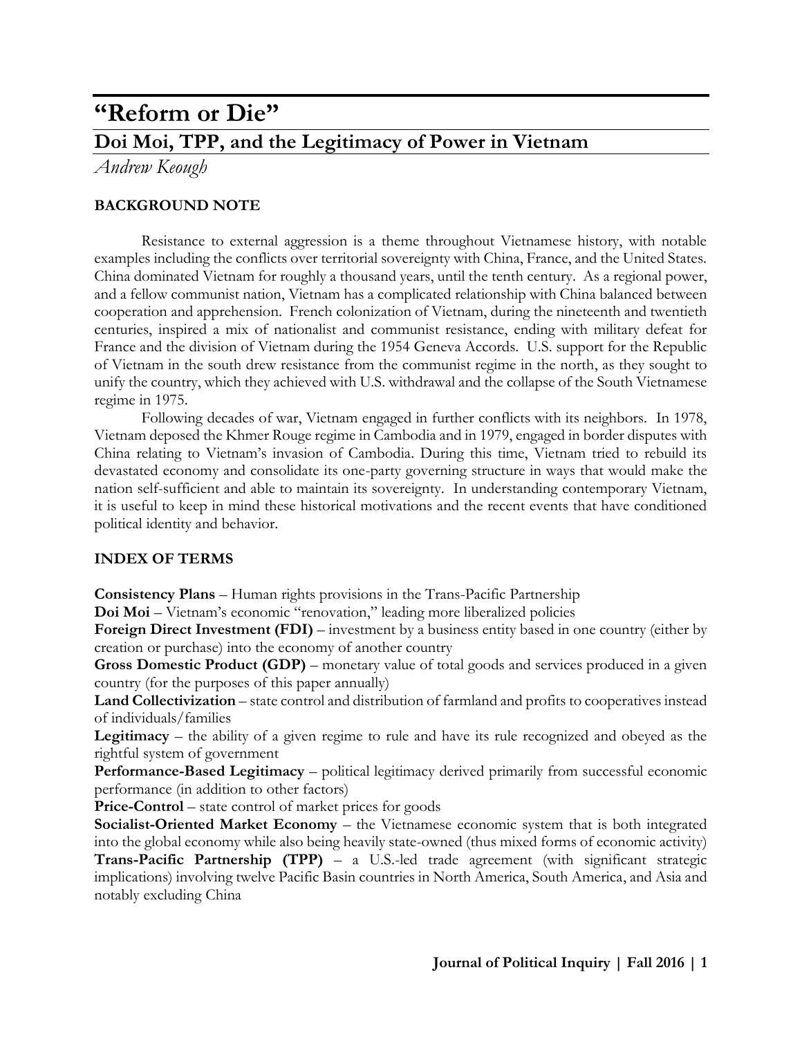# "Reform or Die"

## Doi Moi, TPP, and the Legitimacy of Power in Vietnam

*Andrew Keough*

**BACKGROUND NOTE**

Resistance to external aggression is a theme throughout Vietnamese history, with notable examples including the conflicts over territorial sovereignty with China, France, and the United States. China dominated Vietnam for roughly a thousand years, until the tenth century. As a regional power, and a fellow communist nation, Vietnam has a complicated relationship with China balanced between cooperation and apprehension. French colonization of Vietnam, during the nineteenth and twentieth centuries, inspired a mix of nationalist and communist resistance, ending with military defeat for France and the division of Vietnam during the 1954 Geneva Accords. U.S. support for the Republic of Vietnam in the south drew resistance from the communist regime in the north, as they sought to unify the country, which they achieved with U.S. withdrawal and the collapse of the South Vietnamese regime in 1975.

Following decades of war, Vietnam engaged in further conflicts with its neighbors. In 1978, Vietnam deposed the Khmer Rouge regime in Cambodia and in 1979, engaged in border disputes with China relating to Vietnam's invasion of Cambodia. During this time, Vietnam tried to rebuild its devastated economy and consolidate its one-party governing structure in ways that would make the nation self-sufficient and able to maintain its sovereignty. In understanding contemporary Vietnam, it is useful to keep in mind these historical motivations and the recent events that have conditioned political identity and behavior.

**INDEX OF TERMS**

**Consistency Plans** – Human rights provisions in the Trans-Pacific Partnership

**Doi Moi** – Vietnam's economic "renovation," leading more liberalized policies

**Foreign Direct Investment (FDI)** – investment by a business entity based in one country (either by creation or purchase) into the economy of another country

**Gross Domestic Product (GDP)** – monetary value of total goods and services produced in a given country (for the purposes of this paper annually)

**Land Collectivization** – state control and distribution of farmland and profits to cooperatives instead of individuals/families

**Legitimacy** – the ability of a given regime to rule and have its rule recognized and obeyed as the rightful system of government

**Performance-Based Legitimacy** – political legitimacy derived primarily from successful economic performance (in addition to other factors)

**Price-Control** – state control of market prices for goods

**Socialist-Oriented Market Economy** – the Vietnamese economic system that is both integrated into the global economy while also being heavily state-owned (thus mixed forms of economic activity)

**Trans-Pacific Partnership (TPP)** – a U.S.-led trade agreement (with significant strategic implications) involving twelve Pacific Basin countries in North America, South America, and Asia and notably excluding China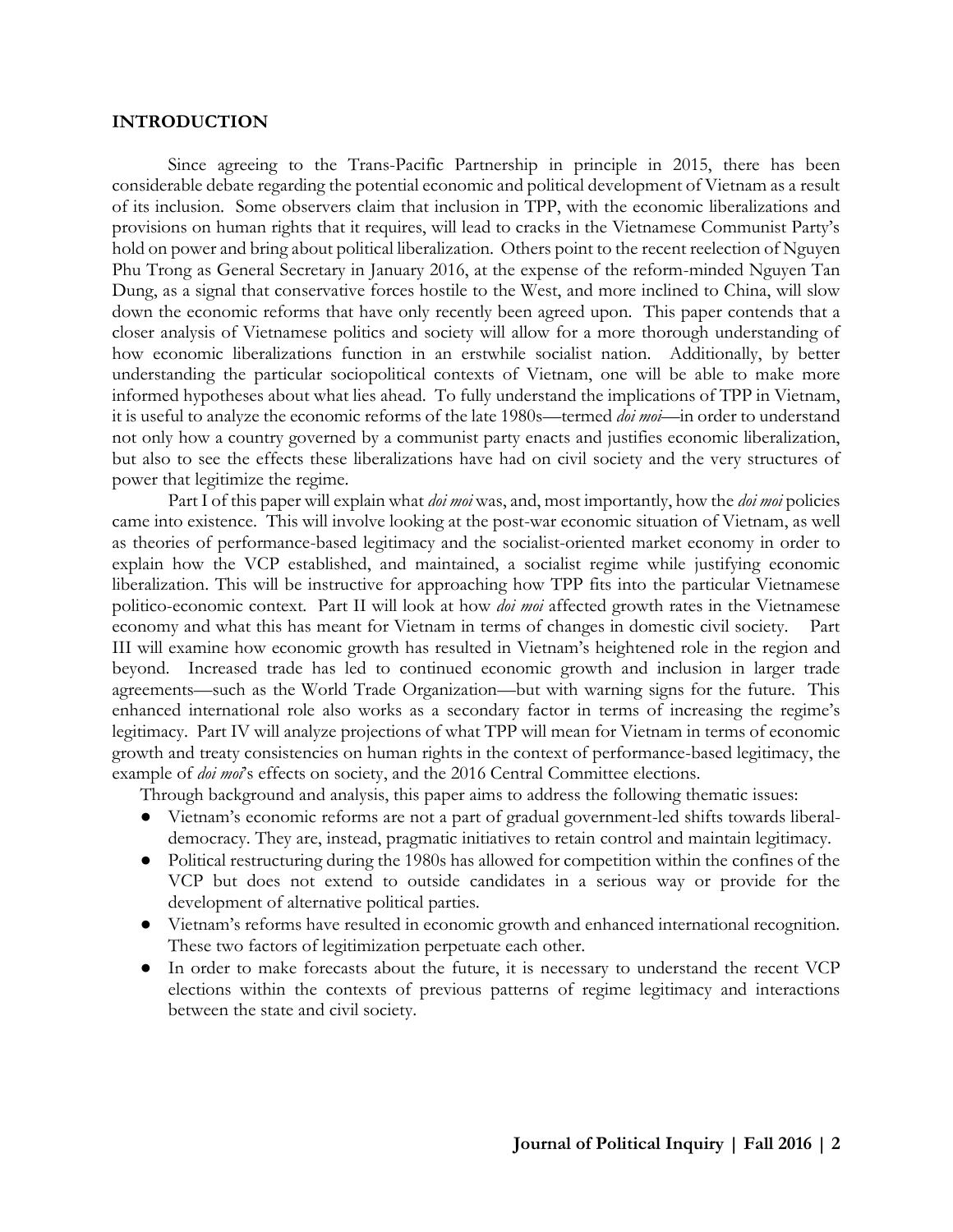## INTRODUCTION

Since agreeing to the Trans-Pacific Partnership in principle in 2015, there has been considerable debate regarding the potential economic and political development of Vietnam as a result of its inclusion. Some observers claim that inclusion in TPP, with the economic liberalizations and provisions on human rights that it requires, will lead to cracks in the Vietnamese Communist Party's hold on power and bring about political liberalization. Others point to the recent reelection of Nguyen Phu Trong as General Secretary in January 2016, at the expense of the reform-minded Nguyen Tan Dung, as a signal that conservative forces hostile to the West, and more inclined to China, will slow down the economic reforms that have only recently been agreed upon. This paper contends that a closer analysis of Vietnamese politics and society will allow for a more thorough understanding of how economic liberalizations function in an erstwhile socialist nation. Additionally, by better understanding the particular sociopolitical contexts of Vietnam, one will be able to make more informed hypotheses about what lies ahead. To fully understand the implications of TPP in Vietnam, it is useful to analyze the economic reforms of the late 1980s—termed *doi moi*—in order to understand not only how a country governed by a communist party enacts and justifies economic liberalization, but also to see the effects these liberalizations have had on civil society and the very structures of power that legitimize the regime.

Part I of this paper will explain what *doi moi* was, and, most importantly, how the *doi moi* policies came into existence. This will involve looking at the post-war economic situation of Vietnam, as well as theories of performance-based legitimacy and the socialist-oriented market economy in order to explain how the VCP established, and maintained, a socialist regime while justifying economic liberalization. This will be instructive for approaching how TPP fits into the particular Vietnamese politico-economic context. Part II will look at how *doi moi* affected growth rates in the Vietnamese economy and what this has meant for Vietnam in terms of changes in domestic civil society. Part III will examine how economic growth has resulted in Vietnam's heightened role in the region and beyond. Increased trade has led to continued economic growth and inclusion in larger trade agreements—such as the World Trade Organization—but with warning signs for the future. This enhanced international role also works as a secondary factor in terms of increasing the regime's legitimacy. Part IV will analyze projections of what TPP will mean for Vietnam in terms of economic growth and treaty consistencies on human rights in the context of performance-based legitimacy, the example of *doi moi*'s effects on society, and the 2016 Central Committee elections.

Through background and analysis, this paper aims to address the following thematic issues:

- Vietnam's economic reforms are not a part of gradual government-led shifts towards liberal-democracy. They are, instead, pragmatic initiatives to retain control and maintain legitimacy.
- Political restructuring during the 1980s has allowed for competition within the confines of the VCP but does not extend to outside candidates in a serious way or provide for the development of alternative political parties.
- Vietnam's reforms have resulted in economic growth and enhanced international recognition. These two factors of legitimization perpetuate each other.
- In order to make forecasts about the future, it is necessary to understand the recent VCP elections within the contexts of previous patterns of regime legitimacy and interactions between the state and civil society.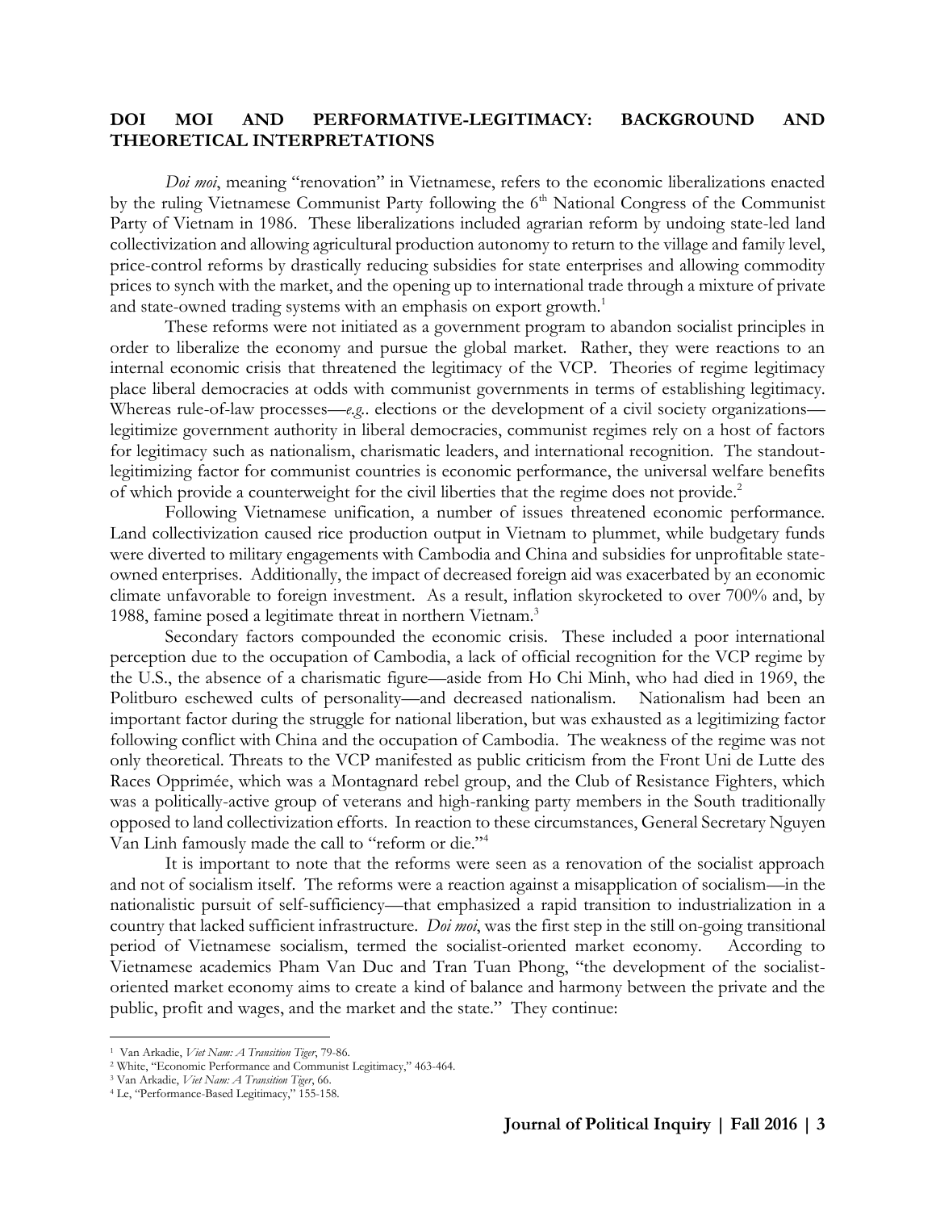## DOI MOI AND PERFORMATIVE-LEGITIMACY: BACKGROUND AND THEORETICAL INTERPRETATIONS

*Doi moi*, meaning "renovation" in Vietnamese, refers to the economic liberalizations enacted by the ruling Vietnamese Communist Party following the 6th National Congress of the Communist Party of Vietnam in 1986. These liberalizations included agrarian reform by undoing state-led land collectivization and allowing agricultural production autonomy to return to the village and family level, price-control reforms by drastically reducing subsidies for state enterprises and allowing commodity prices to synch with the market, and the opening up to international trade through a mixture of private and state-owned trading systems with an emphasis on export growth.[1]

These reforms were not initiated as a government program to abandon socialist principles in order to liberalize the economy and pursue the global market. Rather, they were reactions to an internal economic crisis that threatened the legitimacy of the VCP. Theories of regime legitimacy place liberal democracies at odds with communist governments in terms of establishing legitimacy. Whereas rule-of-law processes—*e.g.*. elections or the development of a civil society organizations—legitimize government authority in liberal democracies, communist regimes rely on a host of factors for legitimacy such as nationalism, charismatic leaders, and international recognition. The standout-legitimizing factor for communist countries is economic performance, the universal welfare benefits of which provide a counterweight for the civil liberties that the regime does not provide.[2]

Following Vietnamese unification, a number of issues threatened economic performance. Land collectivization caused rice production output in Vietnam to plummet, while budgetary funds were diverted to military engagements with Cambodia and China and subsidies for unprofitable state-owned enterprises. Additionally, the impact of decreased foreign aid was exacerbated by an economic climate unfavorable to foreign investment. As a result, inflation skyrocketed to over 700% and, by 1988, famine posed a legitimate threat in northern Vietnam.[3]

Secondary factors compounded the economic crisis. These included a poor international perception due to the occupation of Cambodia, a lack of official recognition for the VCP regime by the U.S., the absence of a charismatic figure—aside from Ho Chi Minh, who had died in 1969, the Politburo eschewed cults of personality—and decreased nationalism. Nationalism had been an important factor during the struggle for national liberation, but was exhausted as a legitimizing factor following conflict with China and the occupation of Cambodia. The weakness of the regime was not only theoretical. Threats to the VCP manifested as public criticism from the Front Uni de Lutte des Races Opprimée, which was a Montagnard rebel group, and the Club of Resistance Fighters, which was a politically-active group of veterans and high-ranking party members in the South traditionally opposed to land collectivization efforts. In reaction to these circumstances, General Secretary Nguyen Van Linh famously made the call to "reform or die."[4]

It is important to note that the reforms were seen as a renovation of the socialist approach and not of socialism itself. The reforms were a reaction against a misapplication of socialism—in the nationalistic pursuit of self-sufficiency—that emphasized a rapid transition to industrialization in a country that lacked sufficient infrastructure. *Doi moi*, was the first step in the still on-going transitional period of Vietnamese socialism, termed the socialist-oriented market economy. According to Vietnamese academics Pham Van Duc and Tran Tuan Phong, "the development of the socialist-oriented market economy aims to create a kind of balance and harmony between the private and the public, profit and wages, and the market and the state." They continue:

---

[1] Van Arkadie, *Viet Nam: A Transition Tiger*, 79-86.
[2] White, "Economic Performance and Communist Legitimacy," 463-464.
[3] Van Arkadie, *Viet Nam: A Transition Tiger*, 66.
[4] Le, "Performance-Based Legitimacy," 155-158.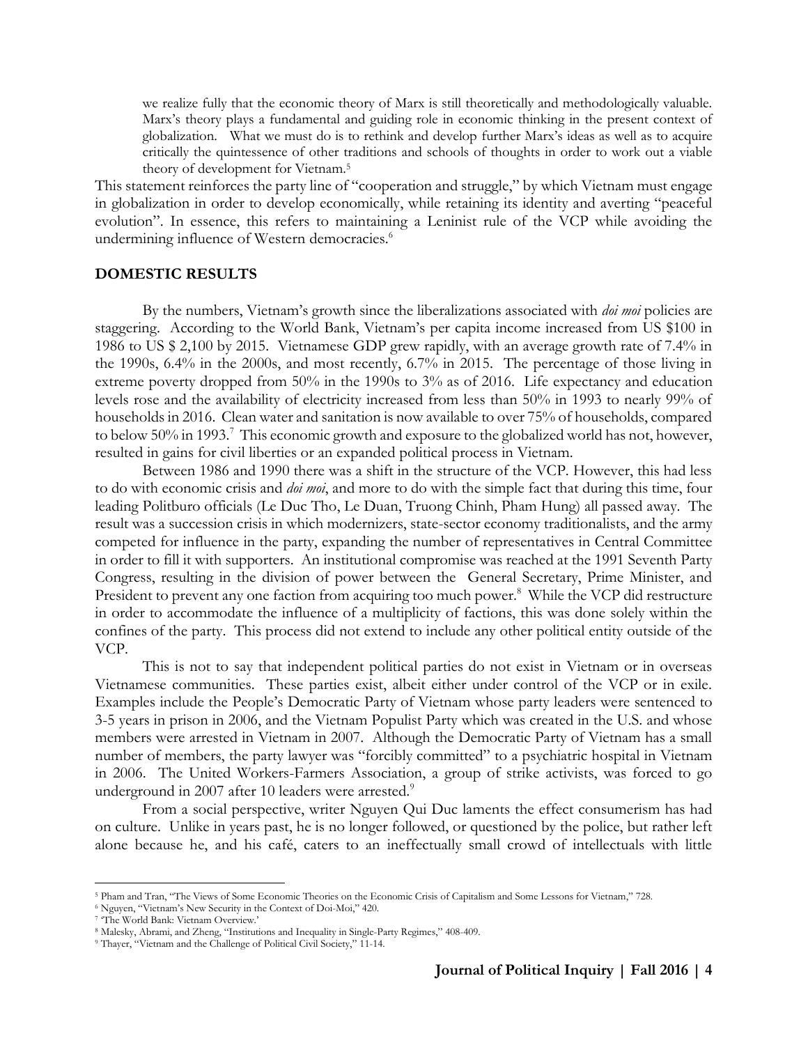> we realize fully that the economic theory of Marx is still theoretically and methodologically valuable. Marx's theory plays a fundamental and guiding role in economic thinking in the present context of globalization. What we must do is to rethink and develop further Marx's ideas as well as to acquire critically the quintessence of other traditions and schools of thoughts in order to work out a viable theory of development for Vietnam.[5]

This statement reinforces the party line of "cooperation and struggle," by which Vietnam must engage in globalization in order to develop economically, while retaining its identity and averting "peaceful evolution". In essence, this refers to maintaining a Leninist rule of the VCP while avoiding the undermining influence of Western democracies.[6]

## DOMESTIC RESULTS

By the numbers, Vietnam's growth since the liberalizations associated with *doi moi* policies are staggering. According to the World Bank, Vietnam's per capita income increased from US $100 in 1986 to US $ 2,100 by 2015. Vietnamese GDP grew rapidly, with an average growth rate of 7.4% in the 1990s, 6.4% in the 2000s, and most recently, 6.7% in 2015. The percentage of those living in extreme poverty dropped from 50% in the 1990s to 3% as of 2016. Life expectancy and education levels rose and the availability of electricity increased from less than 50% in 1993 to nearly 99% of households in 2016. Clean water and sanitation is now available to over 75% of households, compared to below 50% in 1993.[7] This economic growth and exposure to the globalized world has not, however, resulted in gains for civil liberties or an expanded political process in Vietnam.

Between 1986 and 1990 there was a shift in the structure of the VCP. However, this had less to do with economic crisis and *doi moi*, and more to do with the simple fact that during this time, four leading Politburo officials (Le Duc Tho, Le Duan, Truong Chinh, Pham Hung) all passed away. The result was a succession crisis in which modernizers, state-sector economy traditionalists, and the army competed for influence in the party, expanding the number of representatives in Central Committee in order to fill it with supporters. An institutional compromise was reached at the 1991 Seventh Party Congress, resulting in the division of power between the General Secretary, Prime Minister, and President to prevent any one faction from acquiring too much power.[8] While the VCP did restructure in order to accommodate the influence of a multiplicity of factions, this was done solely within the confines of the party. This process did not extend to include any other political entity outside of the VCP.

This is not to say that independent political parties do not exist in Vietnam or in overseas Vietnamese communities. These parties exist, albeit either under control of the VCP or in exile. Examples include the People's Democratic Party of Vietnam whose party leaders were sentenced to 3-5 years in prison in 2006, and the Vietnam Populist Party which was created in the U.S. and whose members were arrested in Vietnam in 2007. Although the Democratic Party of Vietnam has a small number of members, the party lawyer was "forcibly committed" to a psychiatric hospital in Vietnam in 2006. The United Workers-Farmers Association, a group of strike activists, was forced to go underground in 2007 after 10 leaders were arrested.[9]

From a social perspective, writer Nguyen Qui Duc laments the effect consumerism has had on culture. Unlike in years past, he is no longer followed, or questioned by the police, but rather left alone because he, and his café, caters to an ineffectually small crowd of intellectuals with little

---

[5] Pham and Tran, "The Views of Some Economic Theories on the Economic Crisis of Capitalism and Some Lessons for Vietnam," 728.

[6] Nguyen, "Vietnam's New Security in the Context of Doi-Moi," 420.

[7] 'The World Bank: Vietnam Overview.'

[8] Malesky, Abrami, and Zheng, "Institutions and Inequality in Single-Party Regimes," 408-409.

[9] Thayer, "Vietnam and the Challenge of Political Civil Society," 11-14.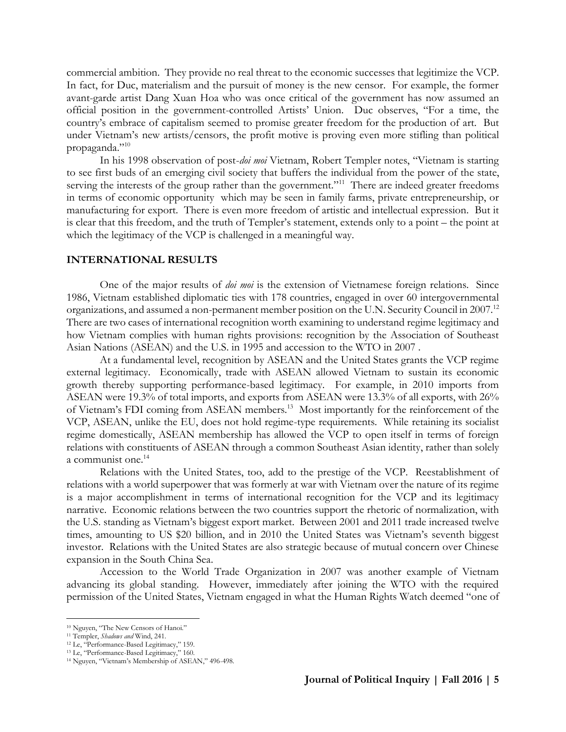commercial ambition. They provide no real threat to the economic successes that legitimize the VCP. In fact, for Duc, materialism and the pursuit of money is the new censor. For example, the former avant-garde artist Dang Xuan Hoa who was once critical of the government has now assumed an official position in the government-controlled Artists' Union. Duc observes, "For a time, the country's embrace of capitalism seemed to promise greater freedom for the production of art. But under Vietnam's new artists/censors, the profit motive is proving even more stifling than political propaganda."[10]

In his 1998 observation of post-*doi moi* Vietnam, Robert Templer notes, "Vietnam is starting to see first buds of an emerging civil society that buffers the individual from the power of the state, serving the interests of the group rather than the government."[11] There are indeed greater freedoms in terms of economic opportunity which may be seen in family farms, private entrepreneurship, or manufacturing for export. There is even more freedom of artistic and intellectual expression. But it is clear that this freedom, and the truth of Templer's statement, extends only to a point – the point at which the legitimacy of the VCP is challenged in a meaningful way.

## INTERNATIONAL RESULTS

One of the major results of *doi moi* is the extension of Vietnamese foreign relations. Since 1986, Vietnam established diplomatic ties with 178 countries, engaged in over 60 intergovernmental organizations, and assumed a non-permanent member position on the U.N. Security Council in 2007.[12] There are two cases of international recognition worth examining to understand regime legitimacy and how Vietnam complies with human rights provisions: recognition by the Association of Southeast Asian Nations (ASEAN) and the U.S. in 1995 and accession to the WTO in 2007 .

At a fundamental level, recognition by ASEAN and the United States grants the VCP regime external legitimacy. Economically, trade with ASEAN allowed Vietnam to sustain its economic growth thereby supporting performance-based legitimacy. For example, in 2010 imports from ASEAN were 19.3% of total imports, and exports from ASEAN were 13.3% of all exports, with 26% of Vietnam's FDI coming from ASEAN members.[13] Most importantly for the reinforcement of the VCP, ASEAN, unlike the EU, does not hold regime-type requirements. While retaining its socialist regime domestically, ASEAN membership has allowed the VCP to open itself in terms of foreign relations with constituents of ASEAN through a common Southeast Asian identity, rather than solely a communist one.[14]

Relations with the United States, too, add to the prestige of the VCP. Reestablishment of relations with a world superpower that was formerly at war with Vietnam over the nature of its regime is a major accomplishment in terms of international recognition for the VCP and its legitimacy narrative. Economic relations between the two countries support the rhetoric of normalization, with the U.S. standing as Vietnam's biggest export market. Between 2001 and 2011 trade increased twelve times, amounting to US $20 billion, and in 2010 the United States was Vietnam's seventh biggest investor. Relations with the United States are also strategic because of mutual concern over Chinese expansion in the South China Sea.

Accession to the World Trade Organization in 2007 was another example of Vietnam advancing its global standing. However, immediately after joining the WTO with the required permission of the United States, Vietnam engaged in what the Human Rights Watch deemed "one of

---

[10] Nguyen, "The New Censors of Hanoi."

[11] Templer, *Shadows and* Wind, 241.

[12] Le, "Performance-Based Legitimacy," 159.

[13] Le, "Performance-Based Legitimacy," 160.

[14] Nguyen, "Vietnam's Membership of ASEAN," 496-498.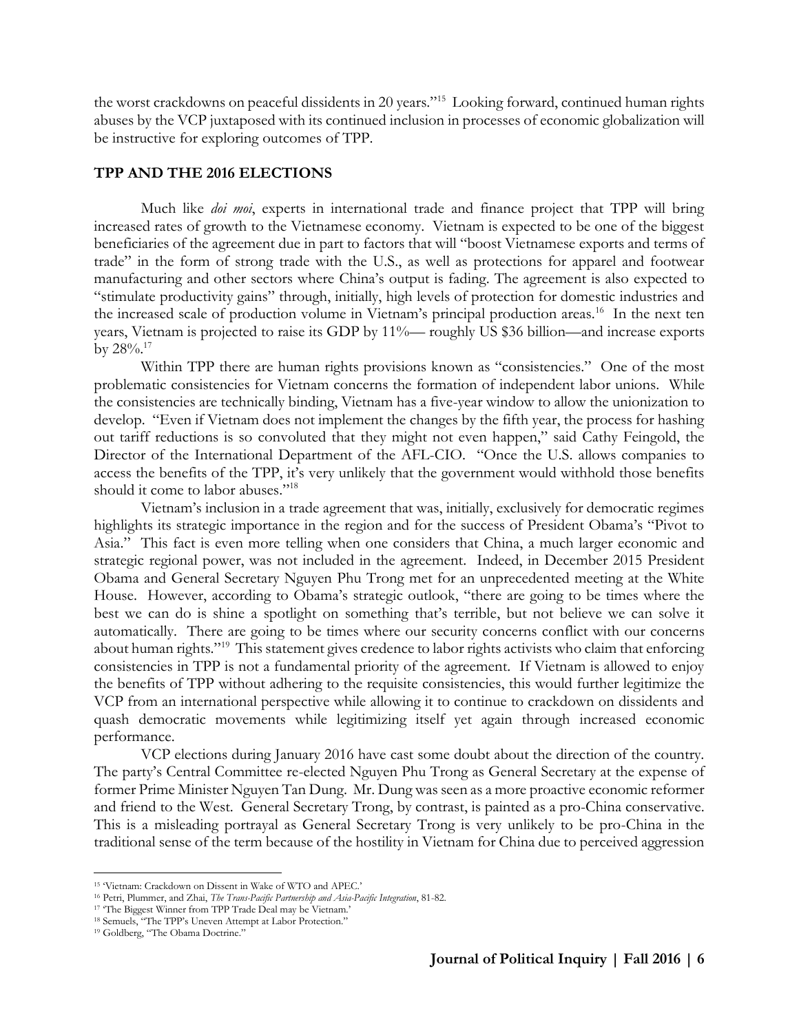the worst crackdowns on peaceful dissidents in 20 years."[15] Looking forward, continued human rights abuses by the VCP juxtaposed with its continued inclusion in processes of economic globalization will be instructive for exploring outcomes of TPP.

## TPP AND THE 2016 ELECTIONS

Much like *doi moi*, experts in international trade and finance project that TPP will bring increased rates of growth to the Vietnamese economy. Vietnam is expected to be one of the biggest beneficiaries of the agreement due in part to factors that will "boost Vietnamese exports and terms of trade" in the form of strong trade with the U.S., as well as protections for apparel and footwear manufacturing and other sectors where China's output is fading. The agreement is also expected to "stimulate productivity gains" through, initially, high levels of protection for domestic industries and the increased scale of production volume in Vietnam's principal production areas.[16] In the next ten years, Vietnam is projected to raise its GDP by 11%— roughly US $36 billion—and increase exports by 28%.[17]

Within TPP there are human rights provisions known as "consistencies." One of the most problematic consistencies for Vietnam concerns the formation of independent labor unions. While the consistencies are technically binding, Vietnam has a five-year window to allow the unionization to develop. "Even if Vietnam does not implement the changes by the fifth year, the process for hashing out tariff reductions is so convoluted that they might not even happen," said Cathy Feingold, the Director of the International Department of the AFL-CIO. "Once the U.S. allows companies to access the benefits of the TPP, it's very unlikely that the government would withhold those benefits should it come to labor abuses."[18]

Vietnam's inclusion in a trade agreement that was, initially, exclusively for democratic regimes highlights its strategic importance in the region and for the success of President Obama's "Pivot to Asia." This fact is even more telling when one considers that China, a much larger economic and strategic regional power, was not included in the agreement. Indeed, in December 2015 President Obama and General Secretary Nguyen Phu Trong met for an unprecedented meeting at the White House. However, according to Obama's strategic outlook, "there are going to be times where the best we can do is shine a spotlight on something that's terrible, but not believe we can solve it automatically. There are going to be times where our security concerns conflict with our concerns about human rights."[19] This statement gives credence to labor rights activists who claim that enforcing consistencies in TPP is not a fundamental priority of the agreement. If Vietnam is allowed to enjoy the benefits of TPP without adhering to the requisite consistencies, this would further legitimize the VCP from an international perspective while allowing it to continue to crackdown on dissidents and quash democratic movements while legitimizing itself yet again through increased economic performance.

VCP elections during January 2016 have cast some doubt about the direction of the country. The party's Central Committee re-elected Nguyen Phu Trong as General Secretary at the expense of former Prime Minister Nguyen Tan Dung. Mr. Dung was seen as a more proactive economic reformer and friend to the West. General Secretary Trong, by contrast, is painted as a pro-China conservative. This is a misleading portrayal as General Secretary Trong is very unlikely to be pro-China in the traditional sense of the term because of the hostility in Vietnam for China due to perceived aggression

---

[15] 'Vietnam: Crackdown on Dissent in Wake of WTO and APEC.'

[16] Petri, Plummer, and Zhai, *The Trans-Pacific Partnership and Asia-Pacific Integration*, 81-82.

[17] 'The Biggest Winner from TPP Trade Deal may be Vietnam.'

[18] Semuels, "The TPP's Uneven Attempt at Labor Protection."

[19] Goldberg, "The Obama Doctrine."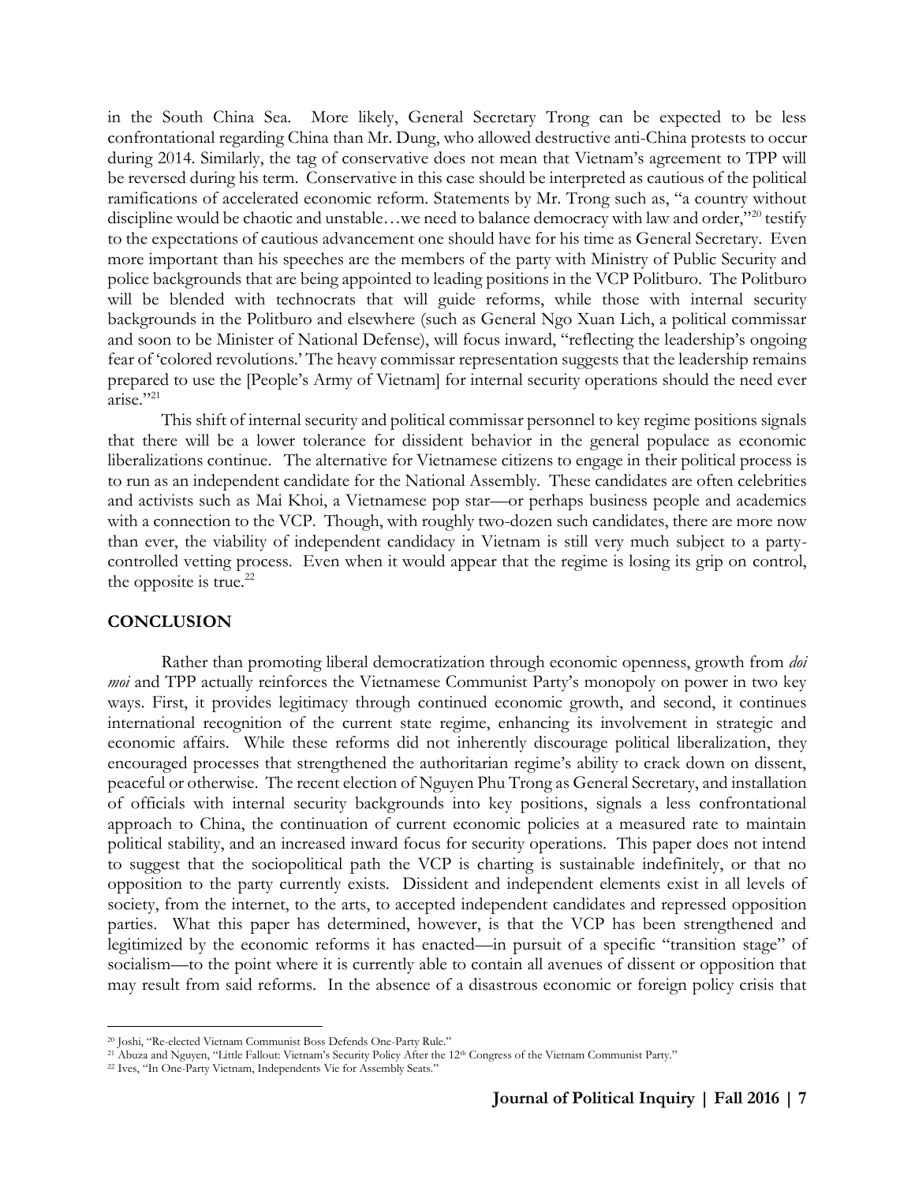in the South China Sea. More likely, General Secretary Trong can be expected to be less confrontational regarding China than Mr. Dung, who allowed destructive anti-China protests to occur during 2014. Similarly, the tag of conservative does not mean that Vietnam's agreement to TPP will be reversed during his term. Conservative in this case should be interpreted as cautious of the political ramifications of accelerated economic reform. Statements by Mr. Trong such as, "a country without discipline would be chaotic and unstable…we need to balance democracy with law and order,"[20] testify to the expectations of cautious advancement one should have for his time as General Secretary. Even more important than his speeches are the members of the party with Ministry of Public Security and police backgrounds that are being appointed to leading positions in the VCP Politburo. The Politburo will be blended with technocrats that will guide reforms, while those with internal security backgrounds in the Politburo and elsewhere (such as General Ngo Xuan Lich, a political commissar and soon to be Minister of National Defense), will focus inward, "reflecting the leadership's ongoing fear of 'colored revolutions.' The heavy commissar representation suggests that the leadership remains prepared to use the [People's Army of Vietnam] for internal security operations should the need ever arise."[21]

This shift of internal security and political commissar personnel to key regime positions signals that there will be a lower tolerance for dissident behavior in the general populace as economic liberalizations continue. The alternative for Vietnamese citizens to engage in their political process is to run as an independent candidate for the National Assembly. These candidates are often celebrities and activists such as Mai Khoi, a Vietnamese pop star—or perhaps business people and academics with a connection to the VCP. Though, with roughly two-dozen such candidates, there are more now than ever, the viability of independent candidacy in Vietnam is still very much subject to a party-controlled vetting process. Even when it would appear that the regime is losing its grip on control, the opposite is true.[22]

## CONCLUSION

Rather than promoting liberal democratization through economic openness, growth from *doi moi* and TPP actually reinforces the Vietnamese Communist Party's monopoly on power in two key ways. First, it provides legitimacy through continued economic growth, and second, it continues international recognition of the current state regime, enhancing its involvement in strategic and economic affairs. While these reforms did not inherently discourage political liberalization, they encouraged processes that strengthened the authoritarian regime's ability to crack down on dissent, peaceful or otherwise. The recent election of Nguyen Phu Trong as General Secretary, and installation of officials with internal security backgrounds into key positions, signals a less confrontational approach to China, the continuation of current economic policies at a measured rate to maintain political stability, and an increased inward focus for security operations. This paper does not intend to suggest that the sociopolitical path the VCP is charting is sustainable indefinitely, or that no opposition to the party currently exists. Dissident and independent elements exist in all levels of society, from the internet, to the arts, to accepted independent candidates and repressed opposition parties. What this paper has determined, however, is that the VCP has been strengthened and legitimized by the economic reforms it has enacted—in pursuit of a specific "transition stage" of socialism—to the point where it is currently able to contain all avenues of dissent or opposition that may result from said reforms. In the absence of a disastrous economic or foreign policy crisis that

---

[20] Joshi, "Re-elected Vietnam Communist Boss Defends One-Party Rule."

[21] Abuza and Nguyen, "Little Fallout: Vietnam's Security Policy After the 12th Congress of the Vietnam Communist Party."

[22] Ives, "In One-Party Vietnam, Independents Vie for Assembly Seats."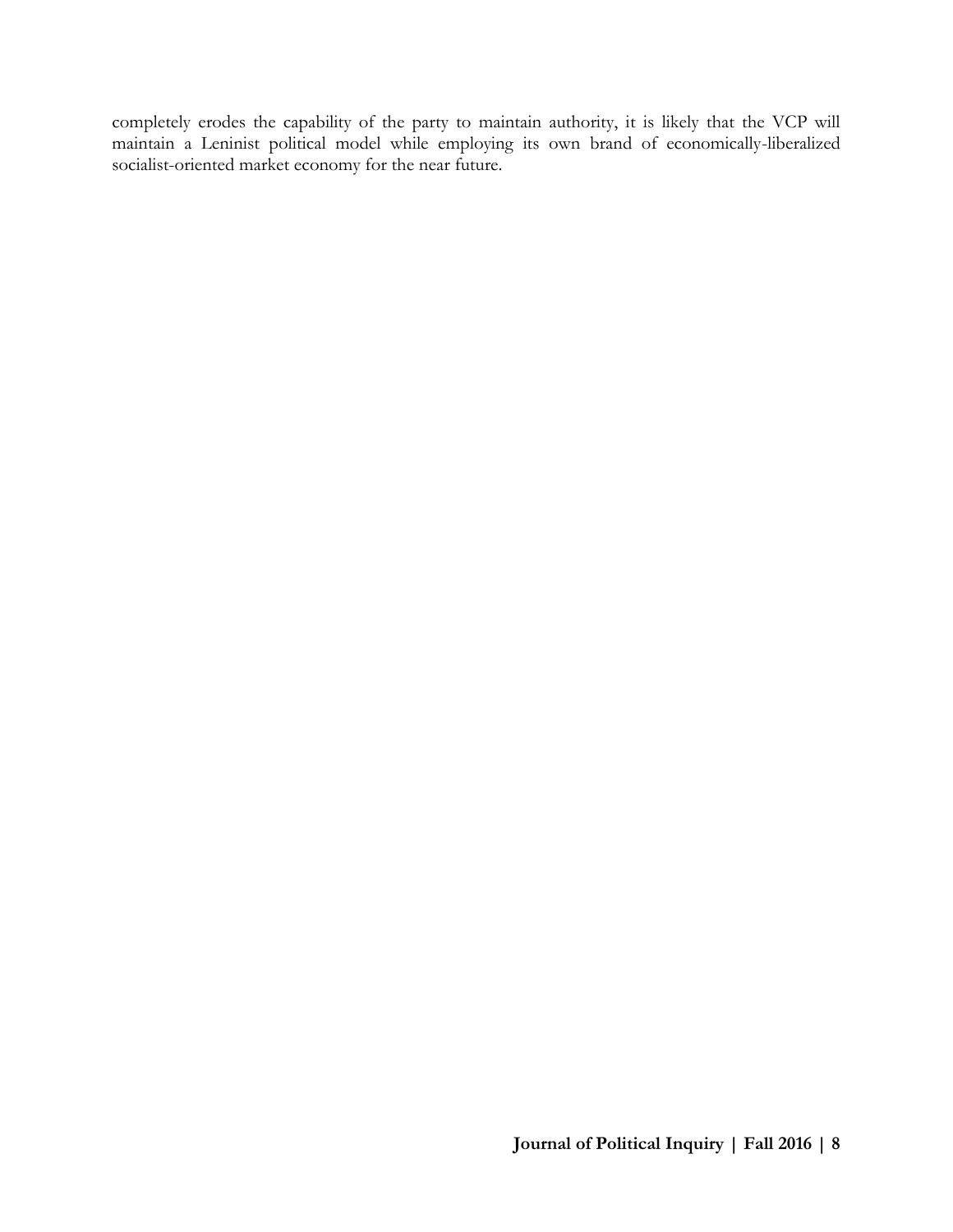completely erodes the capability of the party to maintain authority, it is likely that the VCP will maintain a Leninist political model while employing its own brand of economically-liberalized socialist-oriented market economy for the near future.